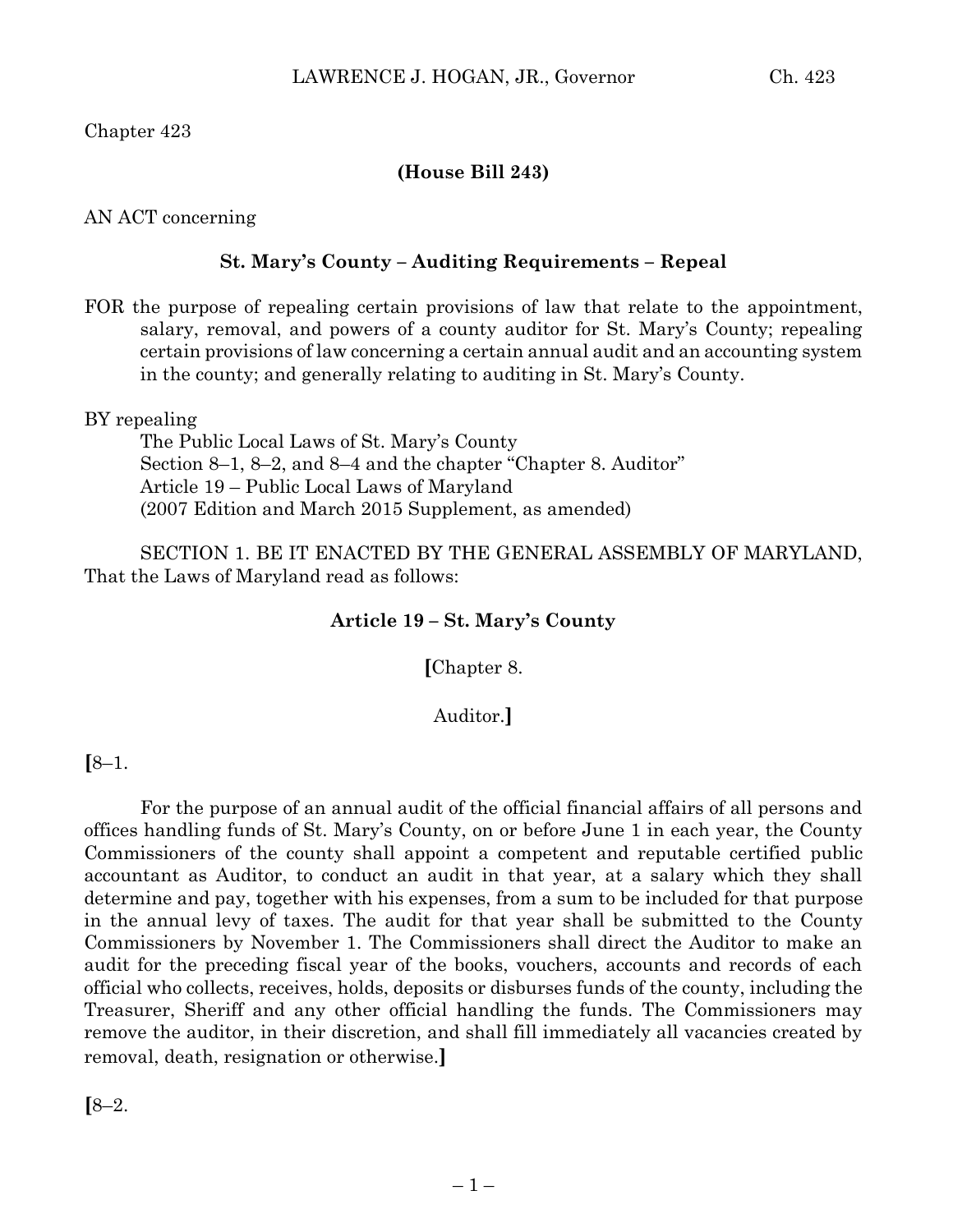Chapter 423

**(House Bill 243)**

AN ACT concerning

**St. Mary's County – Auditing Requirements – Repeal**

FOR the purpose of repealing certain provisions of law that relate to the appointment, salary, removal, and powers of a county auditor for St. Mary's County; repealing certain provisions of law concerning a certain annual audit and an accounting system in the county; and generally relating to auditing in St. Mary's County.

BY repealing

The Public Local Laws of St. Mary's County
Section 8–1, 8–2, and 8–4 and the chapter "Chapter 8. Auditor"
Article 19 – Public Local Laws of Maryland
(2007 Edition and March 2015 Supplement, as amended)

SECTION 1. BE IT ENACTED BY THE GENERAL ASSEMBLY OF MARYLAND, That the Laws of Maryland read as follows:

**Article 19 – St. Mary's County**

**[**Chapter 8.

Auditor.**]**

**[**8–1.

For the purpose of an annual audit of the official financial affairs of all persons and offices handling funds of St. Mary's County, on or before June 1 in each year, the County Commissioners of the county shall appoint a competent and reputable certified public accountant as Auditor, to conduct an audit in that year, at a salary which they shall determine and pay, together with his expenses, from a sum to be included for that purpose in the annual levy of taxes. The audit for that year shall be submitted to the County Commissioners by November 1. The Commissioners shall direct the Auditor to make an audit for the preceding fiscal year of the books, vouchers, accounts and records of each official who collects, receives, holds, deposits or disburses funds of the county, including the Treasurer, Sheriff and any other official handling the funds. The Commissioners may remove the auditor, in their discretion, and shall fill immediately all vacancies created by removal, death, resignation or otherwise.**]**

**[**8–2.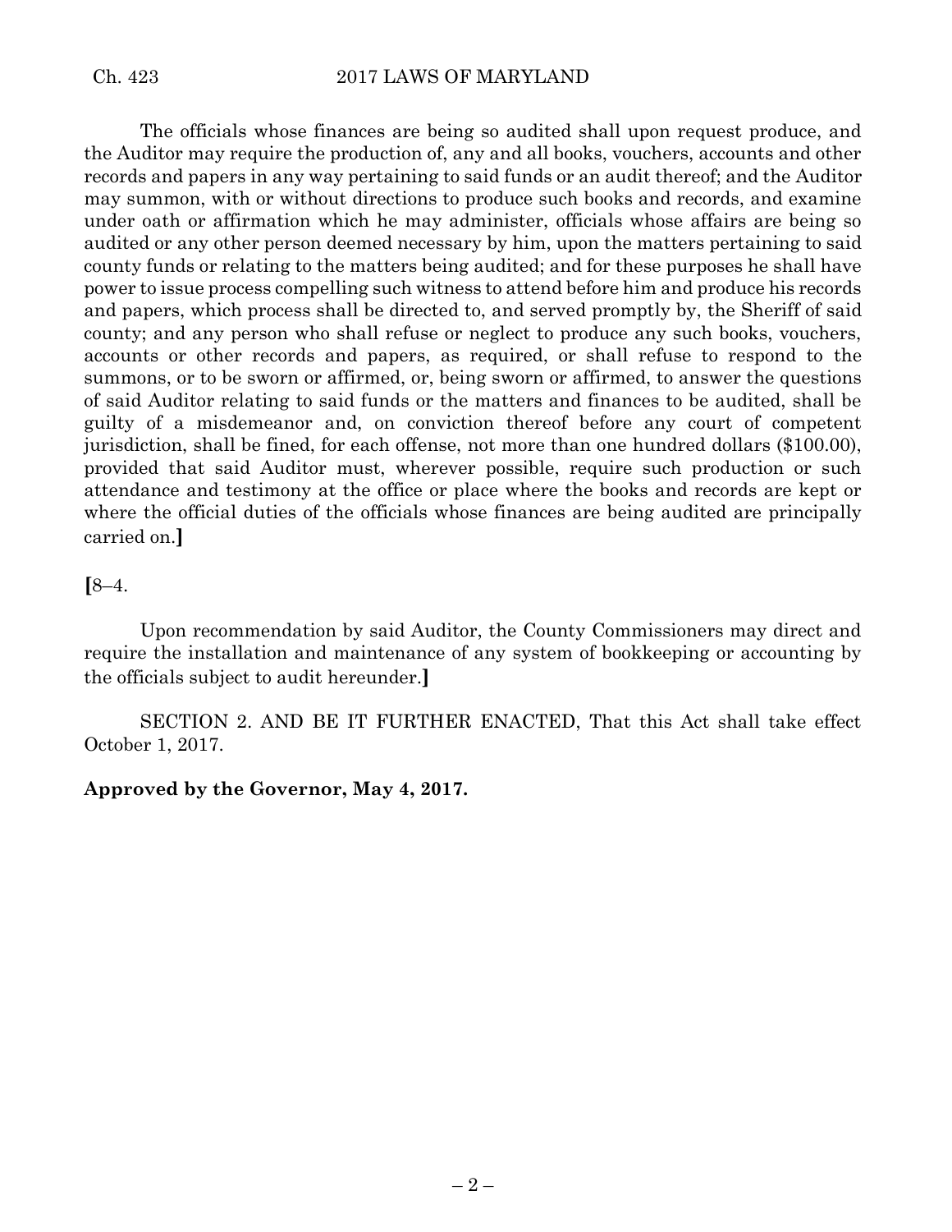The officials whose finances are being so audited shall upon request produce, and the Auditor may require the production of, any and all books, vouchers, accounts and other records and papers in any way pertaining to said funds or an audit thereof; and the Auditor may summon, with or without directions to produce such books and records, and examine under oath or affirmation which he may administer, officials whose affairs are being so audited or any other person deemed necessary by him, upon the matters pertaining to said county funds or relating to the matters being audited; and for these purposes he shall have power to issue process compelling such witness to attend before him and produce his records and papers, which process shall be directed to, and served promptly by, the Sheriff of said county; and any person who shall refuse or neglect to produce any such books, vouchers, accounts or other records and papers, as required, or shall refuse to respond to the summons, or to be sworn or affirmed, or, being sworn or affirmed, to answer the questions of said Auditor relating to said funds or the matters and finances to be audited, shall be guilty of a misdemeanor and, on conviction thereof before any court of competent jurisdiction, shall be fined, for each offense, not more than one hundred dollars ($100.00), provided that said Auditor must, wherever possible, require such production or such attendance and testimony at the office or place where the books and records are kept or where the official duties of the officials whose finances are being audited are principally carried on.**]**

**[**8–4.

Upon recommendation by said Auditor, the County Commissioners may direct and require the installation and maintenance of any system of bookkeeping or accounting by the officials subject to audit hereunder.**]**

SECTION 2. AND BE IT FURTHER ENACTED, That this Act shall take effect October 1, 2017.

**Approved by the Governor, May 4, 2017.**